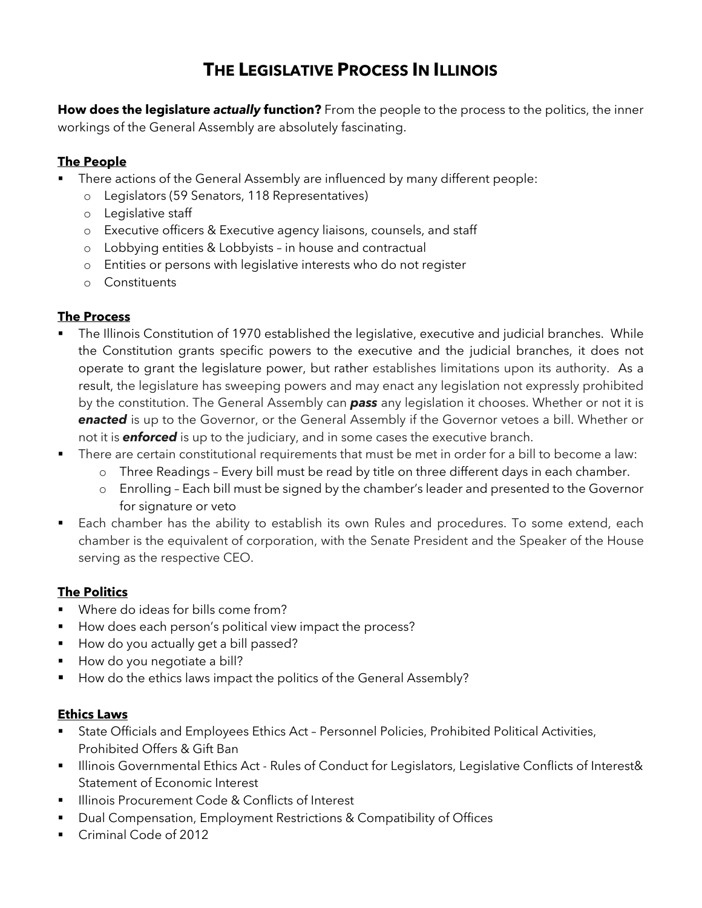# THE LEGISLATIVE PROCESS IN ILLINOIS

**How does the legislature *actually* function?** From the people to the process to the politics, the inner workings of the General Assembly are absolutely fascinating.

## The People

- There actions of the General Assembly are influenced by many different people:
  - Legislators (59 Senators, 118 Representatives)
  - Legislative staff
  - Executive officers & Executive agency liaisons, counsels, and staff
  - Lobbying entities & Lobbyists – in house and contractual
  - Entities or persons with legislative interests who do not register
  - Constituents

## The Process

- The Illinois Constitution of 1970 established the legislative, executive and judicial branches. While the Constitution grants specific powers to the executive and the judicial branches, it does not operate to grant the legislature power, but rather establishes limitations upon its authority. As a result, the legislature has sweeping powers and may enact any legislation not expressly prohibited by the constitution. The General Assembly can ***pass*** any legislation it chooses. Whether or not it is ***enacted*** is up to the Governor, or the General Assembly if the Governor vetoes a bill. Whether or not it is ***enforced*** is up to the judiciary, and in some cases the executive branch.
- There are certain constitutional requirements that must be met in order for a bill to become a law:
  - Three Readings – Every bill must be read by title on three different days in each chamber.
  - Enrolling – Each bill must be signed by the chamber's leader and presented to the Governor for signature or veto
- Each chamber has the ability to establish its own Rules and procedures. To some extend, each chamber is the equivalent of corporation, with the Senate President and the Speaker of the House serving as the respective CEO.

## The Politics

- Where do ideas for bills come from?
- How does each person's political view impact the process?
- How do you actually get a bill passed?
- How do you negotiate a bill?
- How do the ethics laws impact the politics of the General Assembly?

## Ethics Laws

- State Officials and Employees Ethics Act – Personnel Policies, Prohibited Political Activities, Prohibited Offers & Gift Ban
- Illinois Governmental Ethics Act - Rules of Conduct for Legislators, Legislative Conflicts of Interest& Statement of Economic Interest
- Illinois Procurement Code & Conflicts of Interest
- Dual Compensation, Employment Restrictions & Compatibility of Offices
- Criminal Code of 2012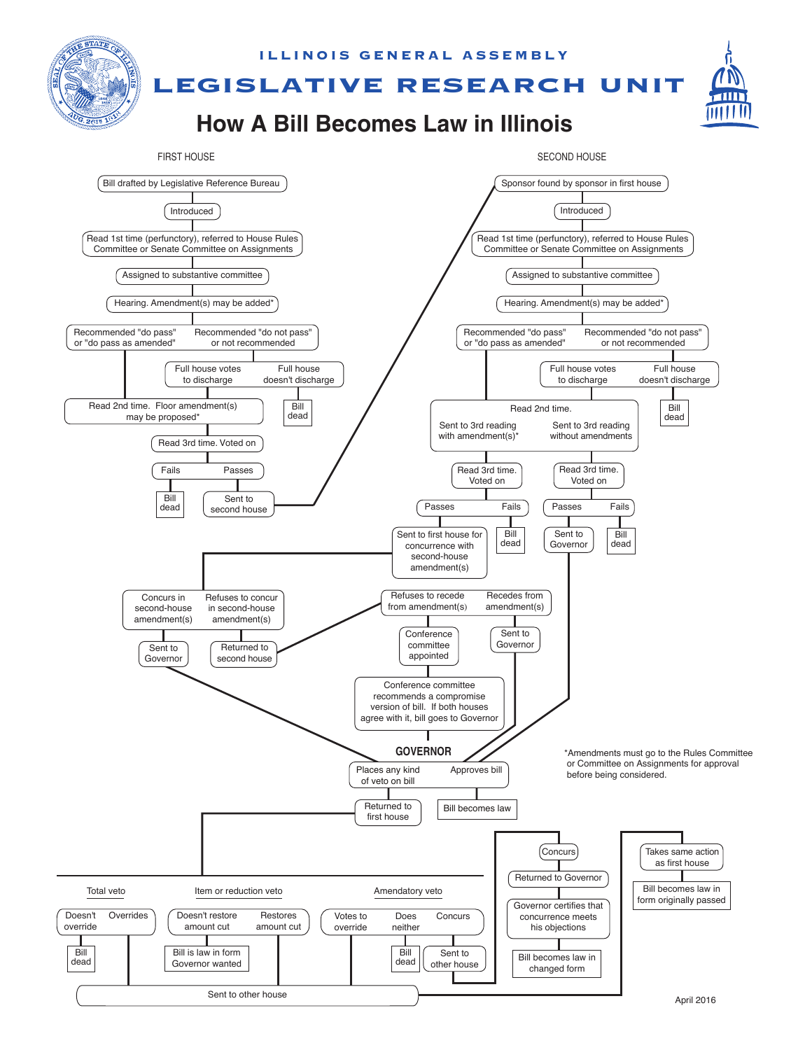ILLINOIS GENERAL ASSEMBLY

# LEGISLATIVE RESEARCH UNIT

## How A Bill Becomes Law in Illinois

### FIRST HOUSE

- Bill drafted by Legislative Reference Bureau
- Introduced
- Read 1st time (perfunctory), referred to House Rules Committee or Senate Committee on Assignments
- Assigned to substantive committee
- Hearing. Amendment(s) may be added*
- Recommended "do pass" or "do pass as amended" / Recommended "do not pass" or not recommended
  - Full house votes to discharge / Full house doesn't discharge
  - Bill dead
- Read 2nd time. Floor amendment(s) may be proposed*
- Read 3rd time. Voted on
- Fails / Passes
  - Bill dead
  - Sent to second house

### SECOND HOUSE

- Sponsor found by sponsor in first house
- Introduced
- Read 1st time (perfunctory), referred to House Rules Committee or Senate Committee on Assignments
- Assigned to substantive committee
- Hearing. Amendment(s) may be added*
- Recommended "do pass" or "do pass as amended" / Recommended "do not pass" or not recommended
  - Full house votes to discharge / Full house doesn't discharge
  - Bill dead
- Read 2nd time.
  - Sent to 3rd reading with amendment(s)*
    - Read 3rd time. Voted on
    - Passes / Fails
      - Sent to first house for concurrence with second-house amendment(s)
      - Bill dead
  - Sent to 3rd reading without amendments
    - Read 3rd time. Voted on
    - Passes / Fails
      - Sent to Governor
      - Bill dead

### Concurrence

- Concurs in second-house amendment(s) → Sent to Governor
- Refuses to concur in second-house amendment(s) → Returned to second house
  - Refuses to recede from amendment(s) → Conference committee appointed → Conference committee recommends a compromise version of bill. If both houses agree with it, bill goes to Governor
  - Recedes from amendment(s) → Sent to Governor

### GOVERNOR

- Places any kind of veto on bill → Returned to first house
- Approves bill → Bill becomes law

#### Total veto
- Doesn't override → Bill dead
- Overrides → Sent to other house

#### Item or reduction veto
- Doesn't restore amount cut → Bill is law in form Governor wanted
- Restores amount cut → Sent to other house

#### Amendatory veto
- Votes to override → Sent to other house
- Does neither → Bill dead
- Concurs → Sent to other house

#### Other house
- Concurs → Returned to Governor → Governor certifies that concurrence meets his objections → Bill becomes law in changed form
- Takes same action as first house → Bill becomes law in form originally passed

*Amendments must go to the Rules Committee or Committee on Assignments for approval before being considered.

April 2016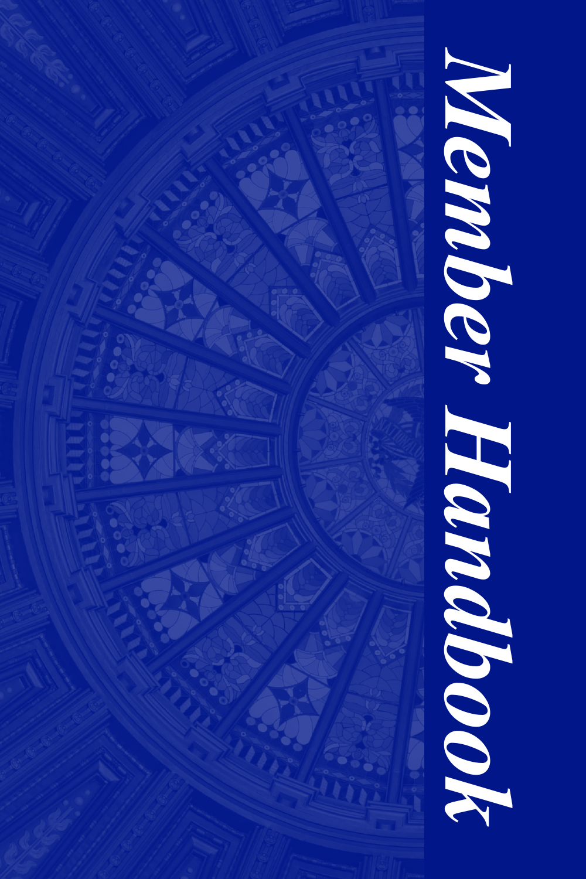# Member Handbook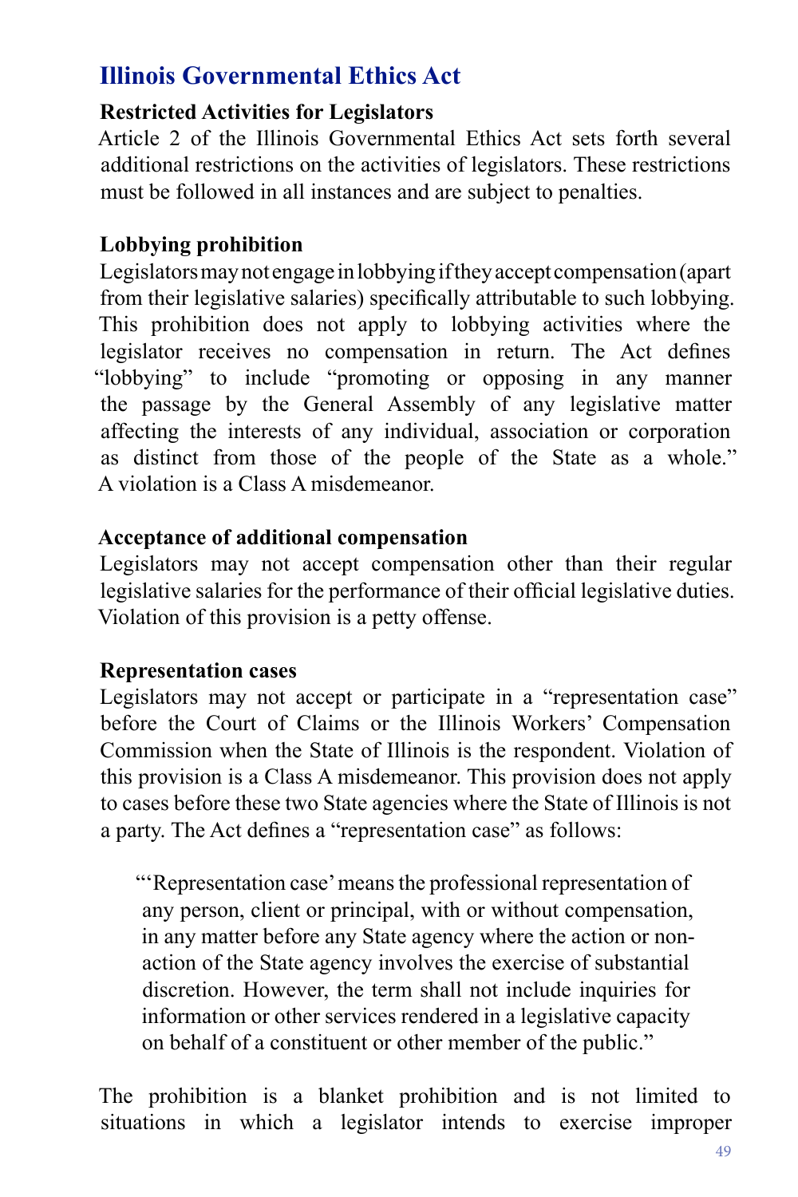## Illinois Governmental Ethics Act

### Restricted Activities for Legislators

Article 2 of the Illinois Governmental Ethics Act sets forth several additional restrictions on the activities of legislators. These restrictions must be followed in all instances and are subject to penalties.

### Lobbying prohibition

Legislators may not engage in lobbying if they accept compensation (apart from their legislative salaries) specifically attributable to such lobbying. This prohibition does not apply to lobbying activities where the legislator receives no compensation in return. The Act defines "lobbying" to include "promoting or opposing in any manner the passage by the General Assembly of any legislative matter affecting the interests of any individual, association or corporation as distinct from those of the people of the State as a whole." A violation is a Class A misdemeanor.

### Acceptance of additional compensation

Legislators may not accept compensation other than their regular legislative salaries for the performance of their official legislative duties. Violation of this provision is a petty offense.

### Representation cases

Legislators may not accept or participate in a "representation case" before the Court of Claims or the Illinois Workers' Compensation Commission when the State of Illinois is the respondent. Violation of this provision is a Class A misdemeanor. This provision does not apply to cases before these two State agencies where the State of Illinois is not a party. The Act defines a "representation case" as follows:

> "'Representation case' means the professional representation of any person, client or principal, with or without compensation, in any matter before any State agency where the action or non-action of the State agency involves the exercise of substantial discretion. However, the term shall not include inquiries for information or other services rendered in a legislative capacity on behalf of a constituent or other member of the public."

The prohibition is a blanket prohibition and is not limited to situations in which a legislator intends to exercise improper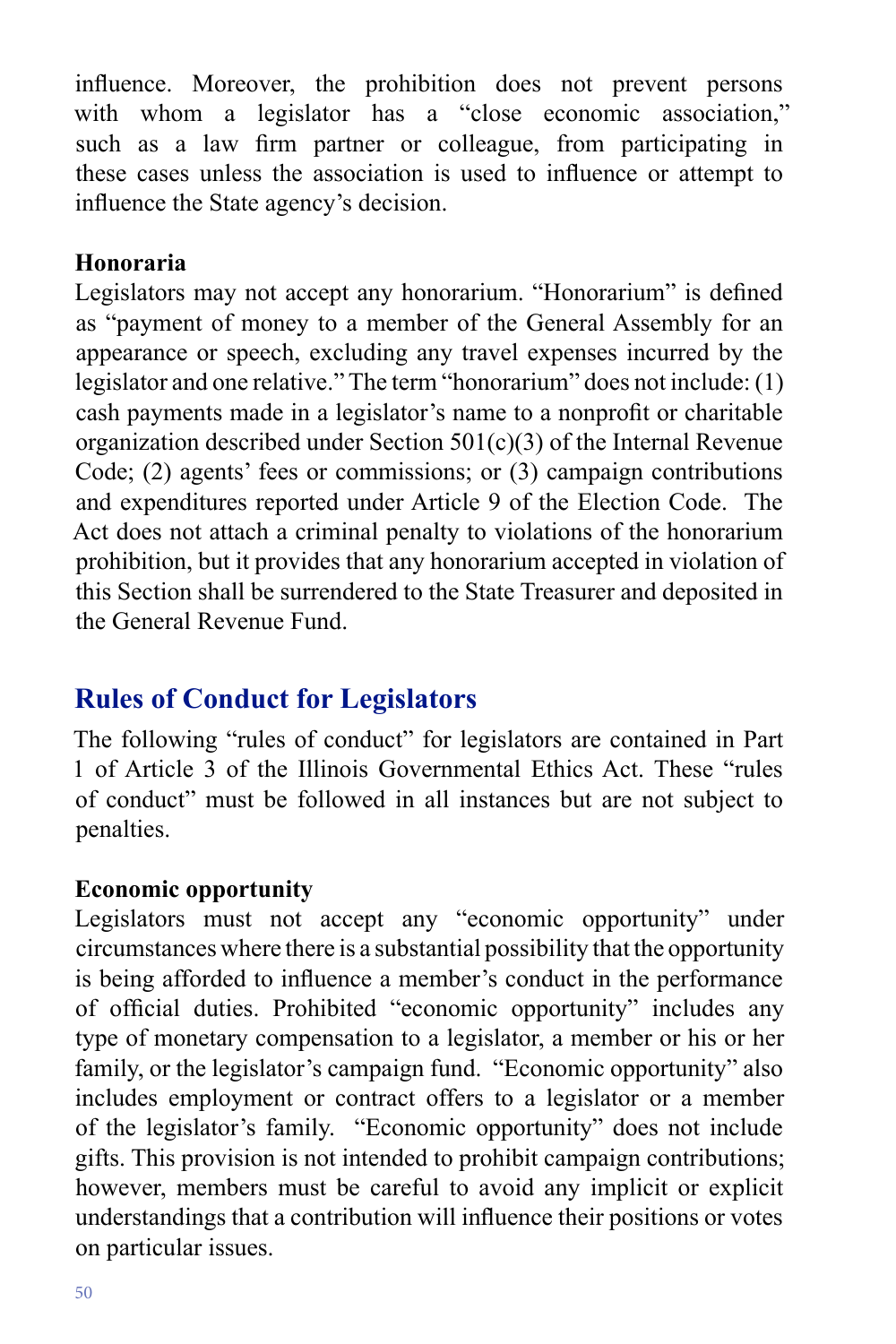influence. Moreover, the prohibition does not prevent persons with whom a legislator has a "close economic association," such as a law firm partner or colleague, from participating in these cases unless the association is used to influence or attempt to influence the State agency's decision.

**Honoraria**

Legislators may not accept any honorarium. "Honorarium" is defined as "payment of money to a member of the General Assembly for an appearance or speech, excluding any travel expenses incurred by the legislator and one relative." The term "honorarium" does not include: (1) cash payments made in a legislator's name to a nonprofit or charitable organization described under Section 501(c)(3) of the Internal Revenue Code; (2) agents' fees or commissions; or (3) campaign contributions and expenditures reported under Article 9 of the Election Code. The Act does not attach a criminal penalty to violations of the honorarium prohibition, but it provides that any honorarium accepted in violation of this Section shall be surrendered to the State Treasurer and deposited in the General Revenue Fund.

## Rules of Conduct for Legislators

The following "rules of conduct" for legislators are contained in Part 1 of Article 3 of the Illinois Governmental Ethics Act. These "rules of conduct" must be followed in all instances but are not subject to penalties.

**Economic opportunity**

Legislators must not accept any "economic opportunity" under circumstances where there is a substantial possibility that the opportunity is being afforded to influence a member's conduct in the performance of official duties. Prohibited "economic opportunity" includes any type of monetary compensation to a legislator, a member or his or her family, or the legislator's campaign fund. "Economic opportunity" also includes employment or contract offers to a legislator or a member of the legislator's family. "Economic opportunity" does not include gifts. This provision is not intended to prohibit campaign contributions; however, members must be careful to avoid any implicit or explicit understandings that a contribution will influence their positions or votes on particular issues.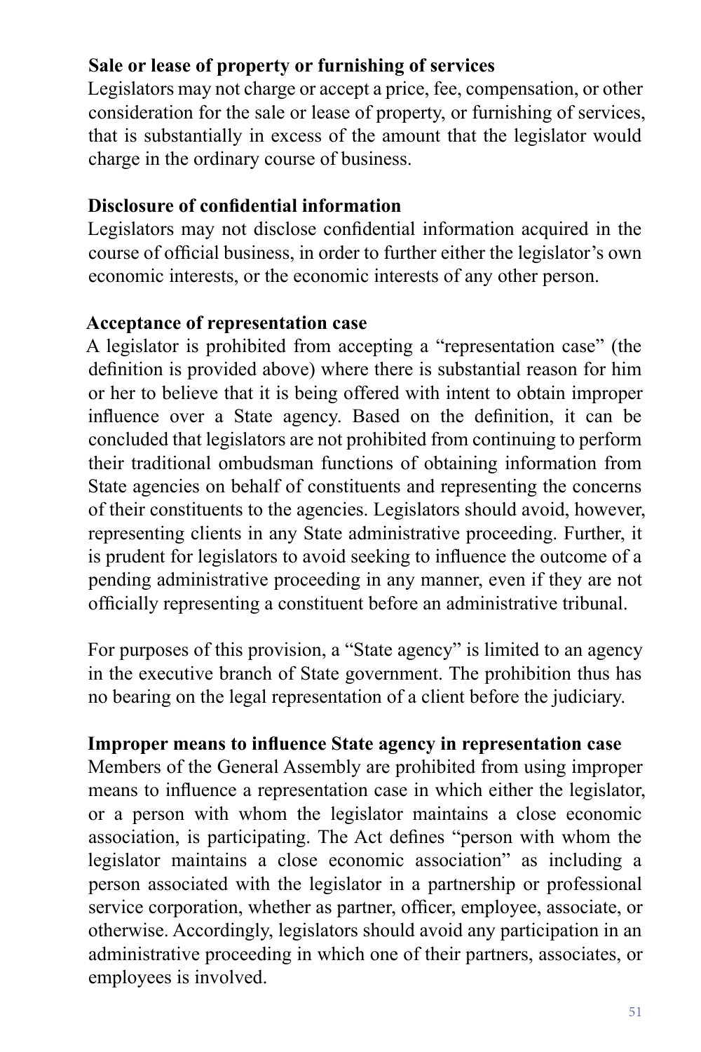**Sale or lease of property or furnishing of services**

Legislators may not charge or accept a price, fee, compensation, or other consideration for the sale or lease of property, or furnishing of services, that is substantially in excess of the amount that the legislator would charge in the ordinary course of business.

**Disclosure of confidential information**

Legislators may not disclose confidential information acquired in the course of official business, in order to further either the legislator's own economic interests, or the economic interests of any other person.

**Acceptance of representation case**

A legislator is prohibited from accepting a "representation case" (the definition is provided above) where there is substantial reason for him or her to believe that it is being offered with intent to obtain improper influence over a State agency. Based on the definition, it can be concluded that legislators are not prohibited from continuing to perform their traditional ombudsman functions of obtaining information from State agencies on behalf of constituents and representing the concerns of their constituents to the agencies. Legislators should avoid, however, representing clients in any State administrative proceeding. Further, it is prudent for legislators to avoid seeking to influence the outcome of a pending administrative proceeding in any manner, even if they are not officially representing a constituent before an administrative tribunal.

For purposes of this provision, a "State agency" is limited to an agency in the executive branch of State government. The prohibition thus has no bearing on the legal representation of a client before the judiciary.

**Improper means to influence State agency in representation case**

Members of the General Assembly are prohibited from using improper means to influence a representation case in which either the legislator, or a person with whom the legislator maintains a close economic association, is participating. The Act defines "person with whom the legislator maintains a close economic association" as including a person associated with the legislator in a partnership or professional service corporation, whether as partner, officer, employee, associate, or otherwise. Accordingly, legislators should avoid any participation in an administrative proceeding in which one of their partners, associates, or employees is involved.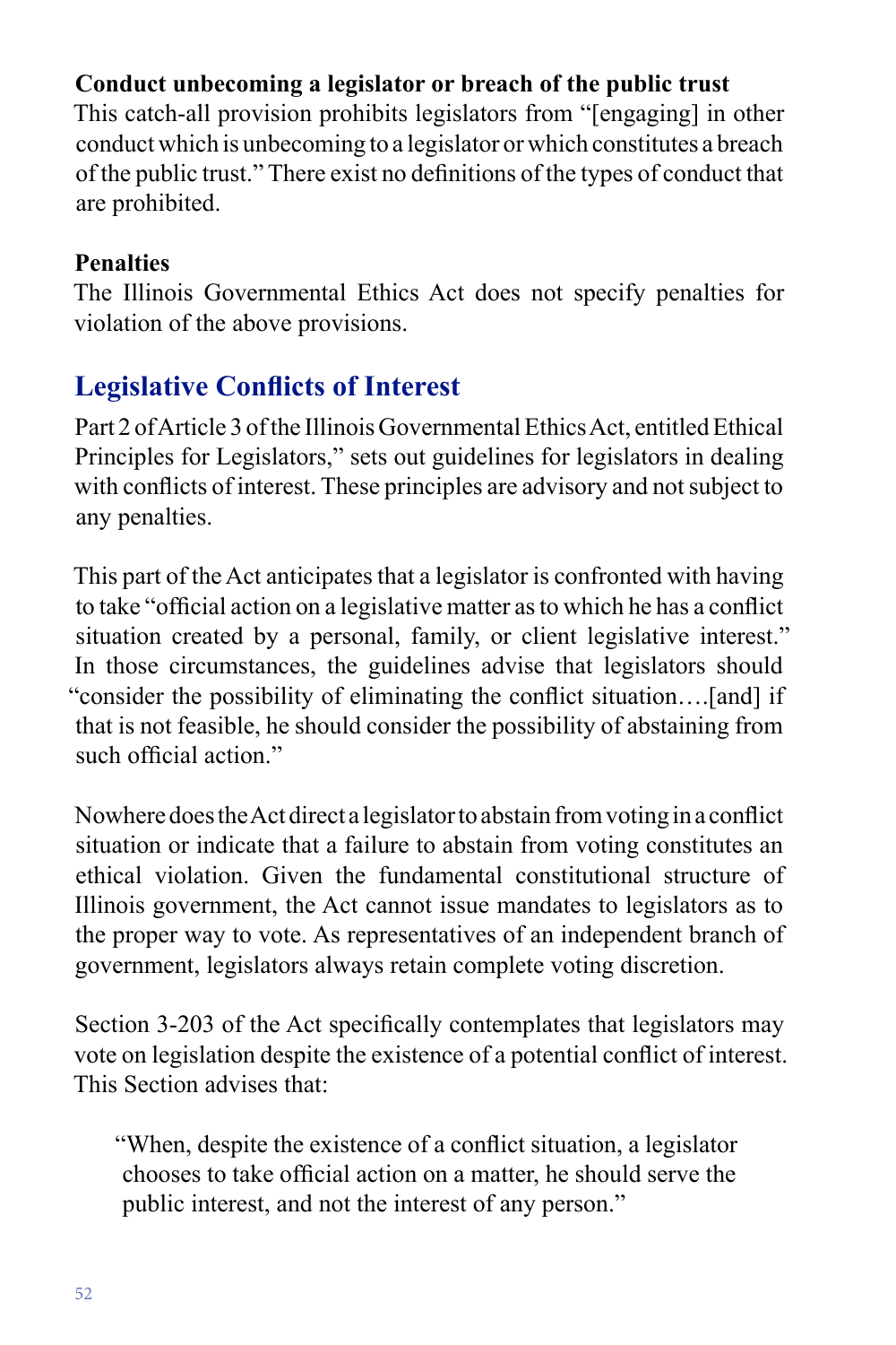**Conduct unbecoming a legislator or breach of the public trust**

This catch-all provision prohibits legislators from "[engaging] in other conduct which is unbecoming to a legislator or which constitutes a breach of the public trust." There exist no definitions of the types of conduct that are prohibited.

**Penalties**

The Illinois Governmental Ethics Act does not specify penalties for violation of the above provisions.

## Legislative Conflicts of Interest

Part 2 of Article 3 of the Illinois Governmental Ethics Act, entitled Ethical Principles for Legislators," sets out guidelines for legislators in dealing with conflicts of interest. These principles are advisory and not subject to any penalties.

This part of the Act anticipates that a legislator is confronted with having to take "official action on a legislative matter as to which he has a conflict situation created by a personal, family, or client legislative interest." In those circumstances, the guidelines advise that legislators should "consider the possibility of eliminating the conflict situation….[and] if that is not feasible, he should consider the possibility of abstaining from such official action."

Nowhere does the Act direct a legislator to abstain from voting in a conflict situation or indicate that a failure to abstain from voting constitutes an ethical violation. Given the fundamental constitutional structure of Illinois government, the Act cannot issue mandates to legislators as to the proper way to vote. As representatives of an independent branch of government, legislators always retain complete voting discretion.

Section 3-203 of the Act specifically contemplates that legislators may vote on legislation despite the existence of a potential conflict of interest. This Section advises that:

> "When, despite the existence of a conflict situation, a legislator chooses to take official action on a matter, he should serve the public interest, and not the interest of any person."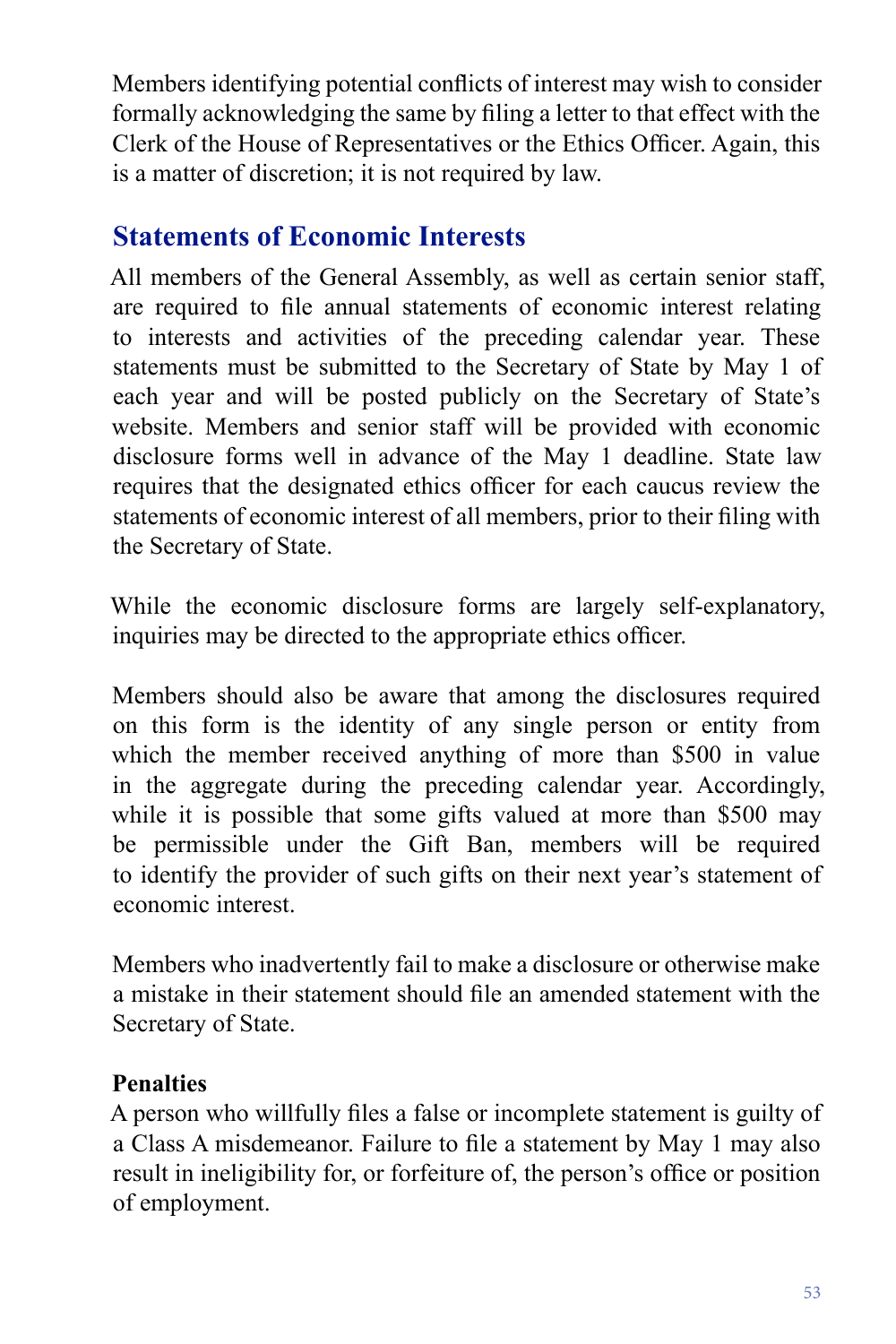Members identifying potential conflicts of interest may wish to consider formally acknowledging the same by filing a letter to that effect with the Clerk of the House of Representatives or the Ethics Officer. Again, this is a matter of discretion; it is not required by law.

## Statements of Economic Interests

All members of the General Assembly, as well as certain senior staff, are required to file annual statements of economic interest relating to interests and activities of the preceding calendar year. These statements must be submitted to the Secretary of State by May 1 of each year and will be posted publicly on the Secretary of State's website. Members and senior staff will be provided with economic disclosure forms well in advance of the May 1 deadline. State law requires that the designated ethics officer for each caucus review the statements of economic interest of all members, prior to their filing with the Secretary of State.

While the economic disclosure forms are largely self-explanatory, inquiries may be directed to the appropriate ethics officer.

Members should also be aware that among the disclosures required on this form is the identity of any single person or entity from which the member received anything of more than $500 in value in the aggregate during the preceding calendar year. Accordingly, while it is possible that some gifts valued at more than $500 may be permissible under the Gift Ban, members will be required to identify the provider of such gifts on their next year's statement of economic interest.

Members who inadvertently fail to make a disclosure or otherwise make a mistake in their statement should file an amended statement with the Secretary of State.

### Penalties

A person who willfully files a false or incomplete statement is guilty of a Class A misdemeanor. Failure to file a statement by May 1 may also result in ineligibility for, or forfeiture of, the person's office or position of employment.